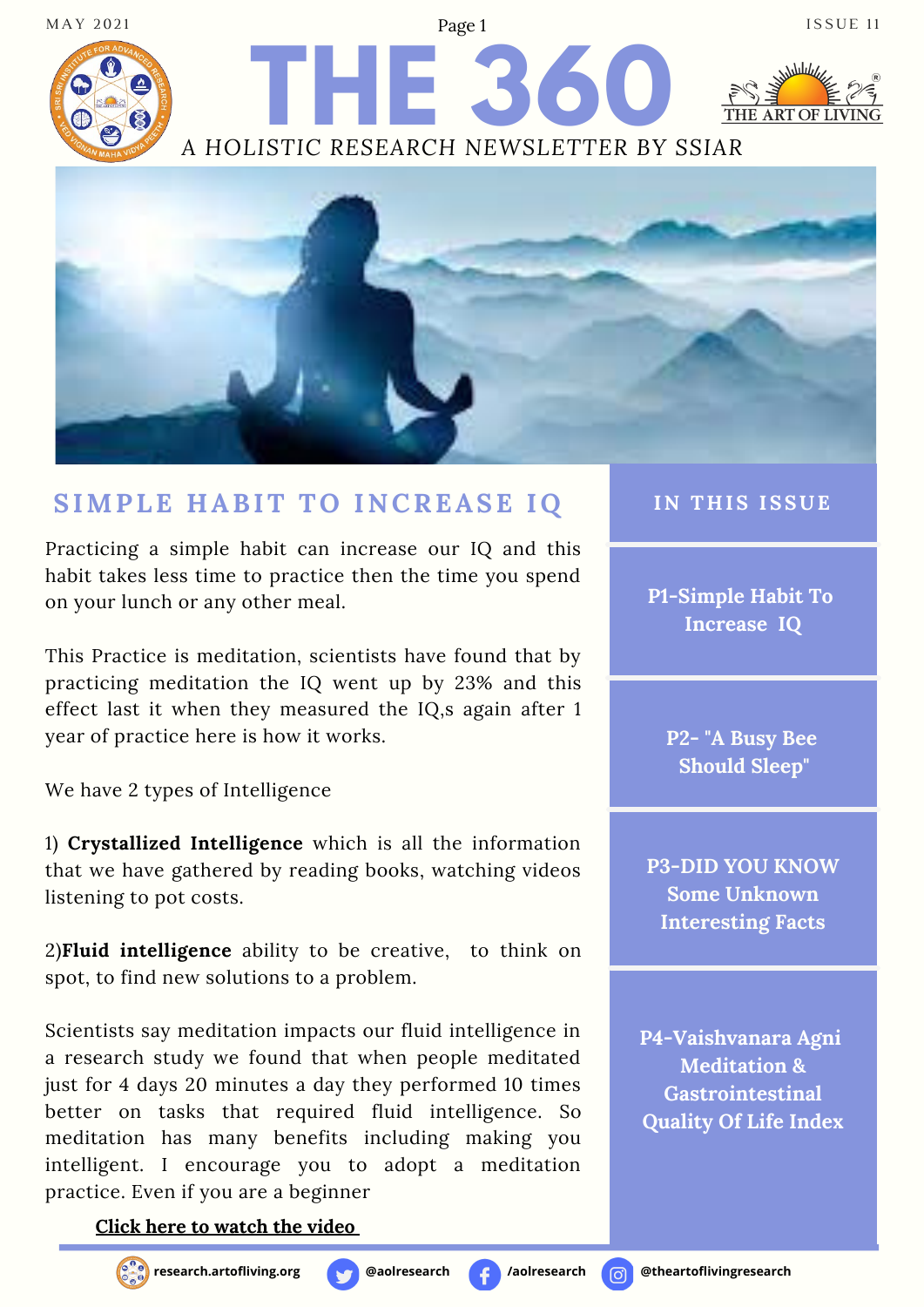# THE 360

A HOLISTIC RESEARCH NEWSLETTER BY SSIAR

MAY 2021 — ISSUE 11

## SIMPLE HABIT TO INCREASE IQ

Practicing a simple habit can increase our IQ and this habit takes less time to practice then the time you spend on your lunch or any other meal.

This Practice is meditation, scientists have found that by practicing meditation the IQ went up by 23% and this effect last it when they measured the IQ,s again after 1 year of practice here is how it works.

We have 2 types of Intelligence

1) **Crystallized Intelligence** which is all the information that we have gathered by reading books, watching videos listening to pot costs.

2)**Fluid intelligence** ability to be creative, to think on spot, to find new solutions to a problem.

Scientists say meditation impacts our fluid intelligence in a research study we found that when people meditated just for 4 days 20 minutes a day they performed 10 times better on tasks that required fluid intelligence. So meditation has many benefits including making you intelligent. I encourage you to adopt a meditation practice. Even if you are a beginner

**Click here to watch the video**

## IN THIS ISSUE

- P1-Simple Habit To Increase IQ
- P2- "A Busy Bee Should Sleep"
- P3-DID YOU KNOW Some Unknown Interesting Facts
- P4-Vaishvanara Agni Meditation & Gastrointestinal Quality Of Life Index

research.artofliving.org | @aolresearch | /aolresearch | @theartoflivingresearch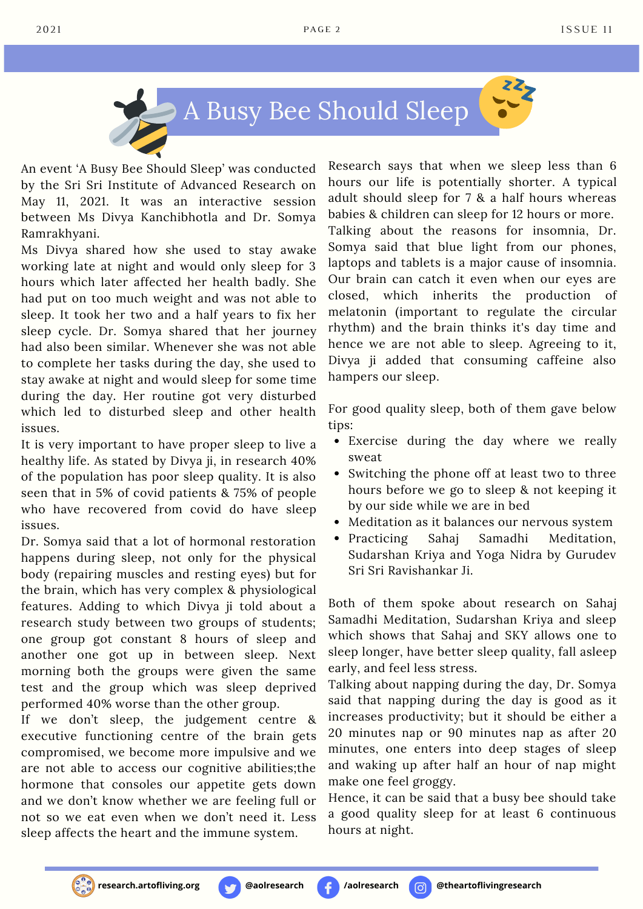# A Busy Bee Should Sleep

An event 'A Busy Bee Should Sleep' was conducted by the Sri Sri Institute of Advanced Research on May 11, 2021. It was an interactive session between Ms Divya Kanchibhotla and Dr. Somya Ramrakhyani.

Ms Divya shared how she used to stay awake working late at night and would only sleep for 3 hours which later affected her health badly. She had put on too much weight and was not able to sleep. It took her two and a half years to fix her sleep cycle. Dr. Somya shared that her journey had also been similar. Whenever she was not able to complete her tasks during the day, she used to stay awake at night and would sleep for some time during the day. Her routine got very disturbed which led to disturbed sleep and other health issues.

It is very important to have proper sleep to live a healthy life. As stated by Divya ji, in research 40% of the population has poor sleep quality. It is also seen that in 5% of covid patients & 75% of people who have recovered from covid do have sleep issues.

Dr. Somya said that a lot of hormonal restoration happens during sleep, not only for the physical body (repairing muscles and resting eyes) but for the brain, which has very complex & physiological features. Adding to which Divya ji told about a research study between two groups of students; one group got constant 8 hours of sleep and another one got up in between sleep. Next morning both the groups were given the same test and the group which was sleep deprived performed 40% worse than the other group.

If we don't sleep, the judgement centre & executive functioning centre of the brain gets compromised, we become more impulsive and we are not able to access our cognitive abilities;the hormone that consoles our appetite gets down and we don't know whether we are feeling full or not so we eat even when we don't need it. Less sleep affects the heart and the immune system.

Research says that when we sleep less than 6 hours our life is potentially shorter. A typical adult should sleep for 7 & a half hours whereas babies & children can sleep for 12 hours or more. Talking about the reasons for insomnia, Dr. Somya said that blue light from our phones, laptops and tablets is a major cause of insomnia. Our brain can catch it even when our eyes are closed, which inherits the production of melatonin (important to regulate the circular rhythm) and the brain thinks it's day time and hence we are not able to sleep. Agreeing to it, Divya ji added that consuming caffeine also hampers our sleep.

For good quality sleep, both of them gave below tips:

- Exercise during the day where we really sweat
- Switching the phone off at least two to three hours before we go to sleep & not keeping it by our side while we are in bed
- Meditation as it balances our nervous system
- Practicing Sahaj Samadhi Meditation, Sudarshan Kriya and Yoga Nidra by Gurudev Sri Sri Ravishankar Ji.

Both of them spoke about research on Sahaj Samadhi Meditation, Sudarshan Kriya and sleep which shows that Sahaj and SKY allows one to sleep longer, have better sleep quality, fall asleep early, and feel less stress.

Talking about napping during the day, Dr. Somya said that napping during the day is good as it increases productivity; but it should be either a 20 minutes nap or 90 minutes nap as after 20 minutes, one enters into deep stages of sleep and waking up after half an hour of nap might make one feel groggy.

Hence, it can be said that a busy bee should take a good quality sleep for at least 6 continuous hours at night.

research.artofliving.org | @aolresearch | /aolresearch | @theartoflivingresearch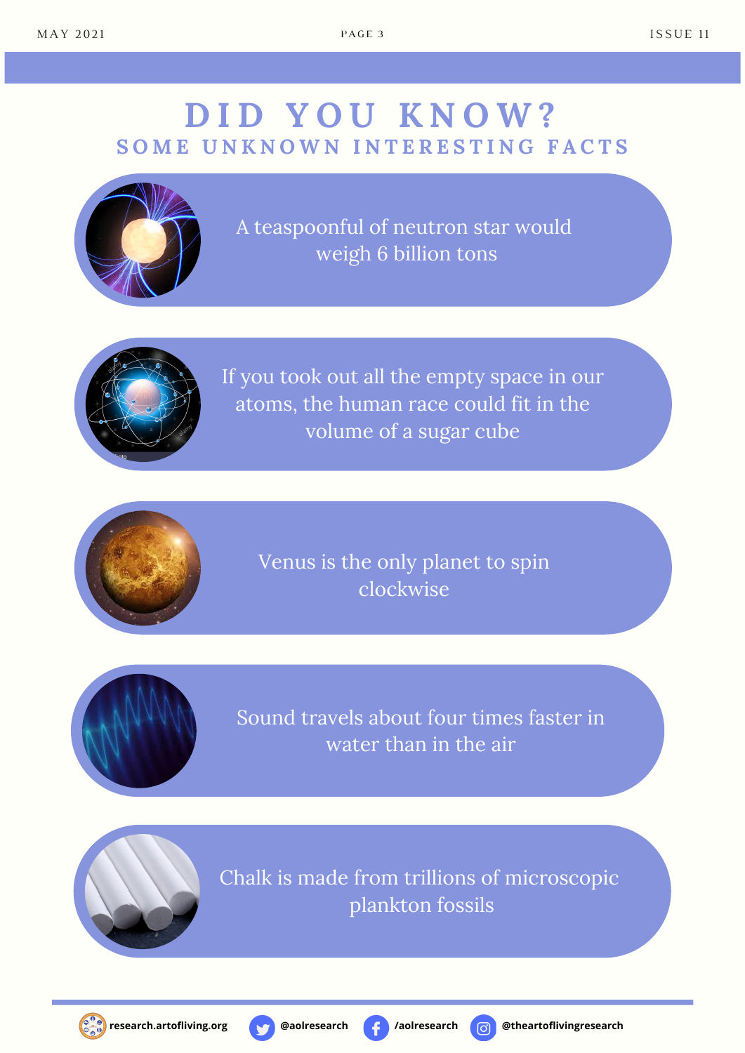# DID YOU KNOW?

## SOME UNKNOWN INTERESTING FACTS

A teaspoonful of neutron star would weigh 6 billion tons

If you took out all the empty space in our atoms, the human race could fit in the volume of a sugar cube

Venus is the only planet to spin clockwise

Sound travels about four times faster in water than in the air

Chalk is made from trillions of microscopic plankton fossils

research.artofliving.org @aolresearch /aolresearch @theartoflivingresearch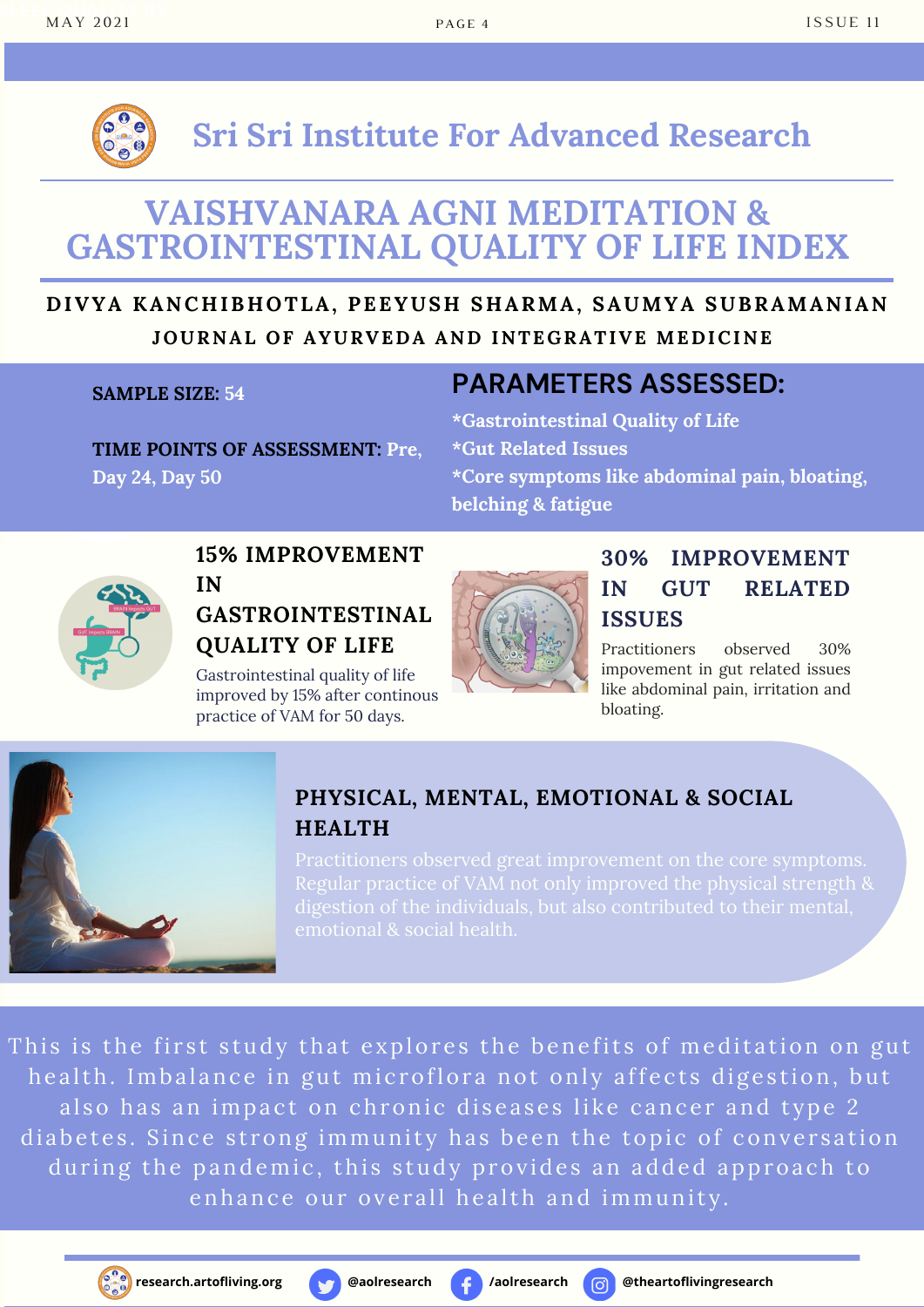## Sri Sri Institute For Advanced Research

# VAISHVANARA AGNI MEDITATION & GASTROINTESTINAL QUALITY OF LIFE INDEX

**DIVYA KANCHIBHOTLA, PEEYUSH SHARMA, SAUMYA SUBRAMANIAN**

**JOURNAL OF AYURVEDA AND INTEGRATIVE MEDICINE**

**SAMPLE SIZE:** 54

**TIME POINTS OF ASSESSMENT:** Pre, Day 24, Day 50

## PARAMETERS ASSESSED:

*Gastrointestinal Quality of Life
*Gut Related Issues
*Core symptoms like abdominal pain, bloating, belching & fatigue

### 15% IMPROVEMENT IN GASTROINTESTINAL QUALITY OF LIFE

Gastrointestinal quality of life improved by 15% after continous practice of VAM for 50 days.

### 30% IMPROVEMENT IN GUT RELATED ISSUES

Practitioners observed 30% impovement in gut related issues like abdominal pain, irritation and bloating.

### PHYSICAL, MENTAL, EMOTIONAL & SOCIAL HEALTH

Practitioners observed great improvement on the core symptoms. Regular practice of VAM not only improved the physical strength & digestion of the individuals, but also contributed to their mental, emotional & social health.

This is the first study that explores the benefits of meditation on gut health. Imbalance in gut microflora not only affects digestion, but also has an impact on chronic diseases like cancer and type 2 diabetes. Since strong immunity has been the topic of conversation during the pandemic, this study provides an added approach to enhance our overall health and immunity.

research.artofliving.org | @aolresearch | /aolresearch | @theartoflivingresearch